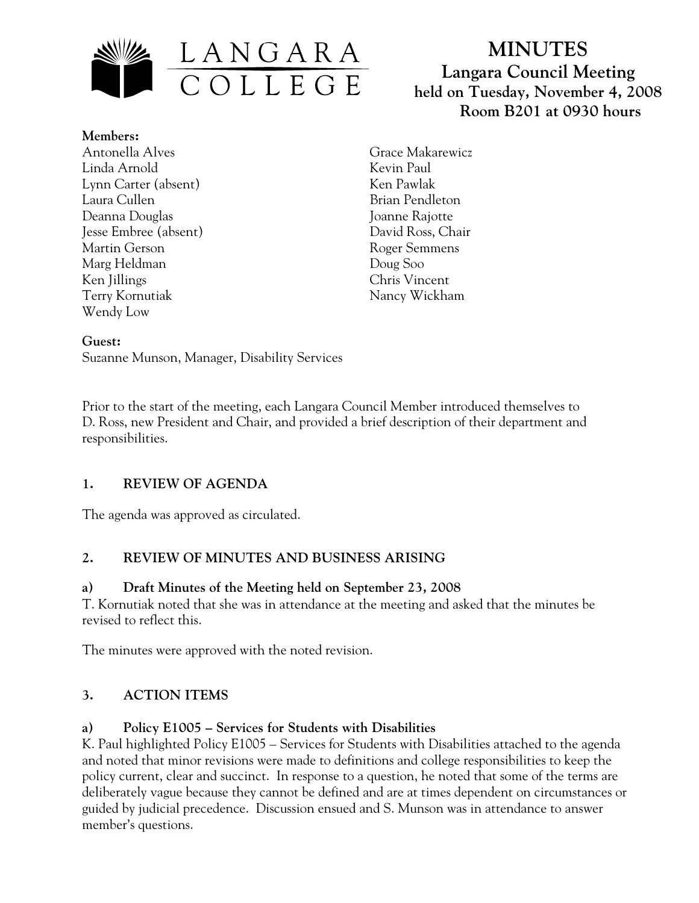# MINUTES

## Langara Council Meeting

### held on Tuesday, November 4, 2008
### Room B201 at 0930 hours

**Members:**

Antonella Alves
Linda Arnold
Lynn Carter (absent)
Laura Cullen
Deanna Douglas
Jesse Embree (absent)
Martin Gerson
Marg Heldman
Ken Jillings
Terry Kornutiak
Wendy Low
Grace Makarewicz
Kevin Paul
Ken Pawlak
Brian Pendleton
Joanne Rajotte
David Ross, Chair
Roger Semmens
Doug Soo
Chris Vincent
Nancy Wickham

**Guest:**

Suzanne Munson, Manager, Disability Services

Prior to the start of the meeting, each Langara Council Member introduced themselves to D. Ross, new President and Chair, and provided a brief description of their department and responsibilities.

## 1. REVIEW OF AGENDA

The agenda was approved as circulated.

## 2. REVIEW OF MINUTES AND BUSINESS ARISING

### a) Draft Minutes of the Meeting held on September 23, 2008

T. Kornutiak noted that she was in attendance at the meeting and asked that the minutes be revised to reflect this.

The minutes were approved with the noted revision.

## 3. ACTION ITEMS

### a) Policy E1005 – Services for Students with Disabilities

K. Paul highlighted Policy E1005 – Services for Students with Disabilities attached to the agenda and noted that minor revisions were made to definitions and college responsibilities to keep the policy current, clear and succinct. In response to a question, he noted that some of the terms are deliberately vague because they cannot be defined and are at times dependent on circumstances or guided by judicial precedence. Discussion ensued and S. Munson was in attendance to answer member's questions.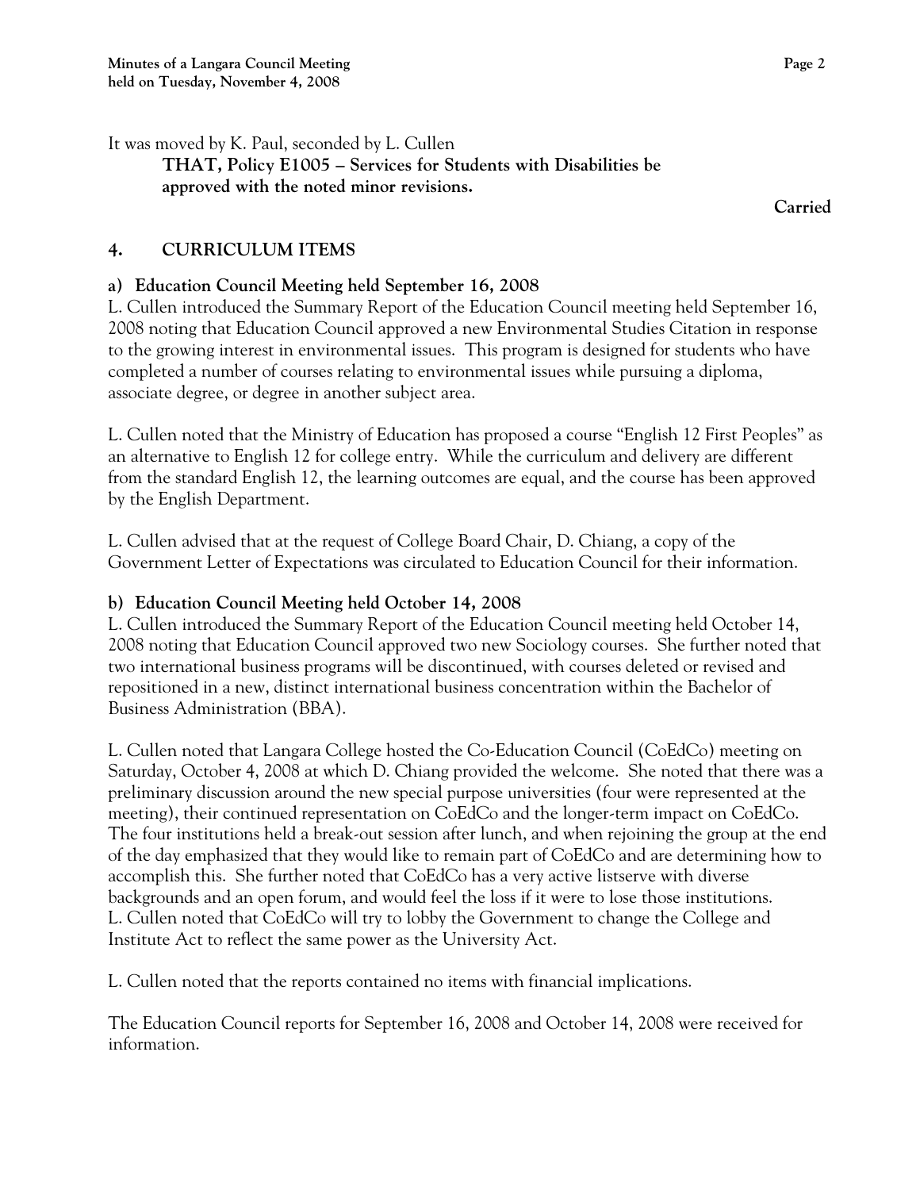It was moved by K. Paul, seconded by L. Cullen

> **THAT, Policy E1005 – Services for Students with Disabilities be approved with the noted minor revisions.**

**Carried**

## 4. CURRICULUM ITEMS

### a) Education Council Meeting held September 16, 2008

L. Cullen introduced the Summary Report of the Education Council meeting held September 16, 2008 noting that Education Council approved a new Environmental Studies Citation in response to the growing interest in environmental issues. This program is designed for students who have completed a number of courses relating to environmental issues while pursuing a diploma, associate degree, or degree in another subject area.

L. Cullen noted that the Ministry of Education has proposed a course "English 12 First Peoples" as an alternative to English 12 for college entry. While the curriculum and delivery are different from the standard English 12, the learning outcomes are equal, and the course has been approved by the English Department.

L. Cullen advised that at the request of College Board Chair, D. Chiang, a copy of the Government Letter of Expectations was circulated to Education Council for their information.

### b) Education Council Meeting held October 14, 2008

L. Cullen introduced the Summary Report of the Education Council meeting held October 14, 2008 noting that Education Council approved two new Sociology courses. She further noted that two international business programs will be discontinued, with courses deleted or revised and repositioned in a new, distinct international business concentration within the Bachelor of Business Administration (BBA).

L. Cullen noted that Langara College hosted the Co-Education Council (CoEdCo) meeting on Saturday, October 4, 2008 at which D. Chiang provided the welcome. She noted that there was a preliminary discussion around the new special purpose universities (four were represented at the meeting), their continued representation on CoEdCo and the longer-term impact on CoEdCo. The four institutions held a break-out session after lunch, and when rejoining the group at the end of the day emphasized that they would like to remain part of CoEdCo and are determining how to accomplish this. She further noted that CoEdCo has a very active listserve with diverse backgrounds and an open forum, and would feel the loss if it were to lose those institutions. L. Cullen noted that CoEdCo will try to lobby the Government to change the College and Institute Act to reflect the same power as the University Act.

L. Cullen noted that the reports contained no items with financial implications.

The Education Council reports for September 16, 2008 and October 14, 2008 were received for information.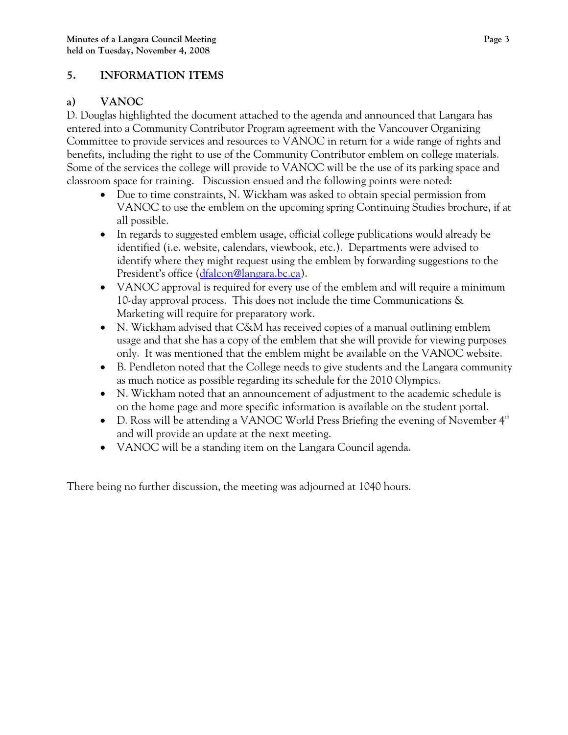## 5. INFORMATION ITEMS

### a) VANOC

D. Douglas highlighted the document attached to the agenda and announced that Langara has entered into a Community Contributor Program agreement with the Vancouver Organizing Committee to provide services and resources to VANOC in return for a wide range of rights and benefits, including the right to use of the Community Contributor emblem on college materials. Some of the services the college will provide to VANOC will be the use of its parking space and classroom space for training. Discussion ensued and the following points were noted:

- Due to time constraints, N. Wickham was asked to obtain special permission from VANOC to use the emblem on the upcoming spring Continuing Studies brochure, if at all possible.
- In regards to suggested emblem usage, official college publications would already be identified (i.e. website, calendars, viewbook, etc.). Departments were advised to identify where they might request using the emblem by forwarding suggestions to the President's office (dfalcon@langara.bc.ca).
- VANOC approval is required for every use of the emblem and will require a minimum 10-day approval process. This does not include the time Communications & Marketing will require for preparatory work.
- N. Wickham advised that C&M has received copies of a manual outlining emblem usage and that she has a copy of the emblem that she will provide for viewing purposes only. It was mentioned that the emblem might be available on the VANOC website.
- B. Pendleton noted that the College needs to give students and the Langara community as much notice as possible regarding its schedule for the 2010 Olympics.
- N. Wickham noted that an announcement of adjustment to the academic schedule is on the home page and more specific information is available on the student portal.
- D. Ross will be attending a VANOC World Press Briefing the evening of November 4th and will provide an update at the next meeting.
- VANOC will be a standing item on the Langara Council agenda.

There being no further discussion, the meeting was adjourned at 1040 hours.